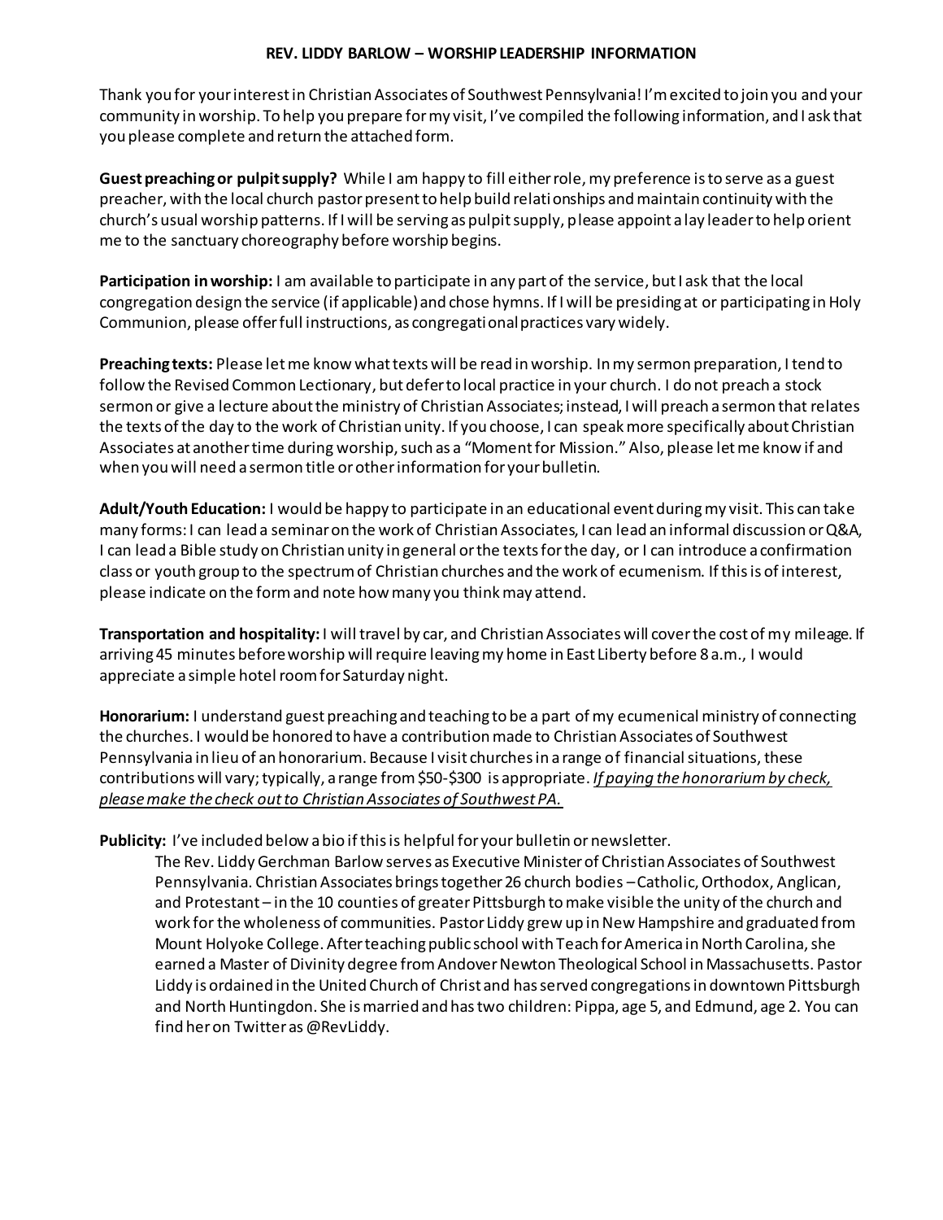# REV. LIDDY BARLOW – WORSHIP LEADERSHIP INFORMATION

Thank you for your interest in Christian Associates of Southwest Pennsylvania! I'm excited to join you and your community in worship. To help you prepare for my visit, I've compiled the following information, and I ask that you please complete and return the attached form.

**Guest preaching or pulpit supply?** While I am happy to fill either role, my preference is to serve as a guest preacher, with the local church pastor present to help build relationships and maintain continuity with the church's usual worship patterns. If I will be serving as pulpit supply, please appoint a lay leader to help orient me to the sanctuary choreography before worship begins.

**Participation in worship:** I am available to participate in any part of the service, but I ask that the local congregation design the service (if applicable) and chose hymns. If I will be presiding at or participating in Holy Communion, please offer full instructions, as congregational practices vary widely.

**Preaching texts:** Please let me know what texts will be read in worship. In my sermon preparation, I tend to follow the Revised Common Lectionary, but defer to local practice in your church. I do not preach a stock sermon or give a lecture about the ministry of Christian Associates; instead, I will preach a sermon that relates the texts of the day to the work of Christian unity. If you choose, I can speak more specifically about Christian Associates at another time during worship, such as a "Moment for Mission." Also, please let me know if and when you will need a sermon title or other information for your bulletin.

**Adult/Youth Education:** I would be happy to participate in an educational event during my visit. This can take many forms: I can lead a seminar on the work of Christian Associates, I can lead an informal discussion or Q&A, I can lead a Bible study on Christian unity in general or the texts for the day, or I can introduce a confirmation class or youth group to the spectrum of Christian churches and the work of ecumenism. If this is of interest, please indicate on the form and note how many you think may attend.

**Transportation and hospitality:** I will travel by car, and Christian Associates will cover the cost of my mileage. If arriving 45 minutes before worship will require leaving my home in East Liberty before 8 a.m., I would appreciate a simple hotel room for Saturday night.

**Honorarium:** I understand guest preaching and teaching to be a part of my ecumenical ministry of connecting the churches. I would be honored to have a contribution made to Christian Associates of Southwest Pennsylvania in lieu of an honorarium. Because I visit churches in a range of financial situations, these contributions will vary; typically, a range from $50-$300 is appropriate. *If paying the honorarium by check, please make the check out to Christian Associates of Southwest PA.*

**Publicity:** I've included below a bio if this is helpful for your bulletin or newsletter.

> The Rev. Liddy Gerchman Barlow serves as Executive Minister of Christian Associates of Southwest Pennsylvania. Christian Associates brings together 26 church bodies – Catholic, Orthodox, Anglican, and Protestant – in the 10 counties of greater Pittsburgh to make visible the unity of the church and work for the wholeness of communities. Pastor Liddy grew up in New Hampshire and graduated from Mount Holyoke College. After teaching public school with Teach for America in North Carolina, she earned a Master of Divinity degree from Andover Newton Theological School in Massachusetts. Pastor Liddy is ordained in the United Church of Christ and has served congregations in downtown Pittsburgh and North Huntingdon. She is married and has two children: Pippa, age 5, and Edmund, age 2. You can find her on Twitter as @RevLiddy.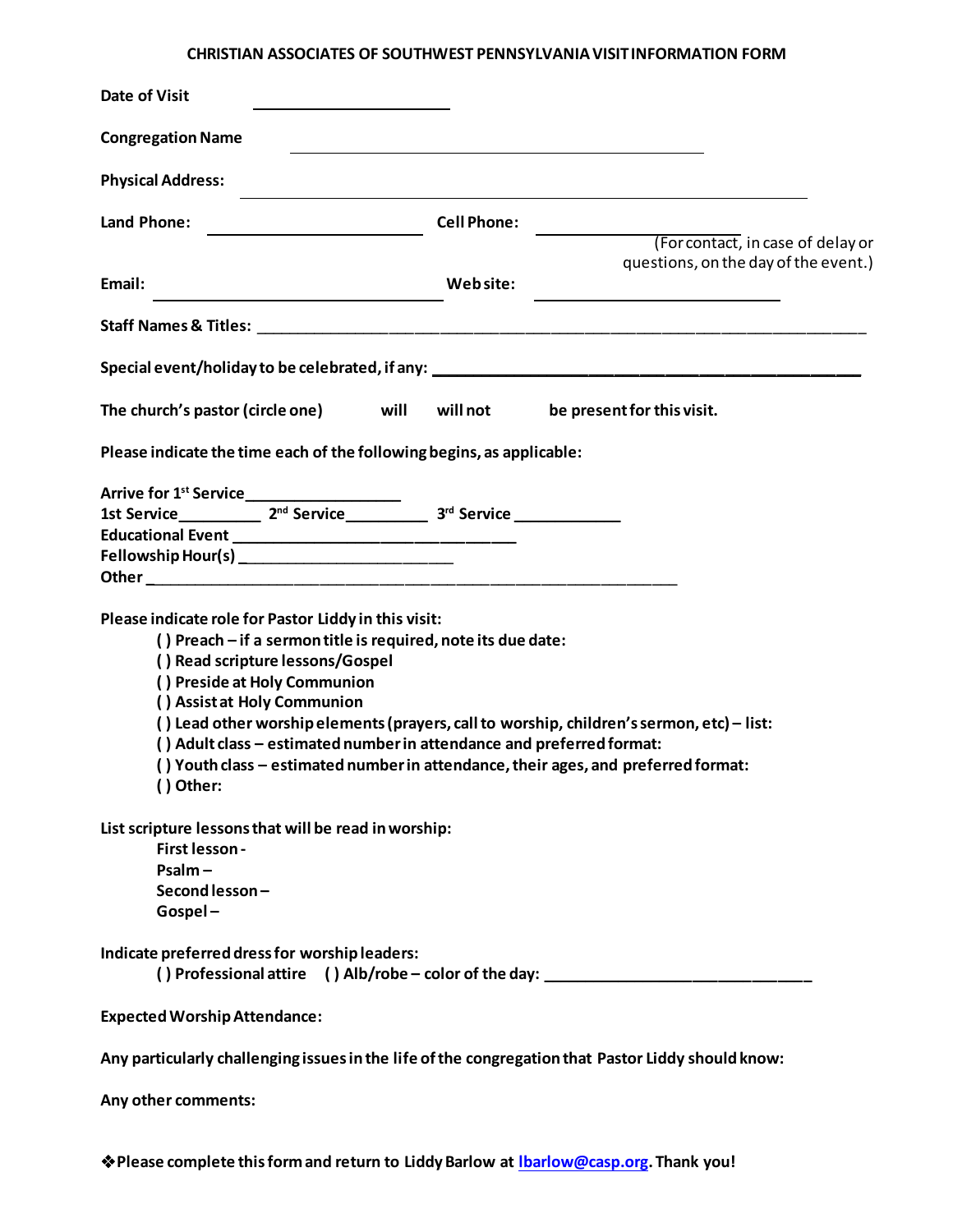**CHRISTIAN ASSOCIATES OF SOUTHWEST PENNSYLVANIA VISIT INFORMATION FORM**

**Date of Visit** ______________________

**Congregation Name** ______________________________________________

**Physical Address:** ____________________________________________________________

**Land Phone:** ______________________ **Cell Phone:** ______________________ (For contact, in case of delay or questions, on the day of the event.)

**Email:** ______________________________ **Website:** ______________________________

**Staff Names & Titles:** ______________________________________________________________

**Special event/holiday to be celebrated, if any:** ________________________________________________

**The church's pastor (circle one)** **will** **will not** **be present for this visit.**

**Please indicate the time each of the following begins, as applicable:**

**Arrive for 1st Service**_________________
**1st Service**_________ **2nd Service**_________ **3rd Service** ____________
**Educational Event** ________________________________
**Fellowship Hour(s)** _______________________
**Other** _____________________________________________________________

**Please indicate role for Pastor Liddy in this visit:**

- **( ) Preach – if a sermon title is required, note its due date:**
- **( ) Read scripture lessons/Gospel**
- **( ) Preside at Holy Communion**
- **( ) Assist at Holy Communion**
- **( ) Lead other worship elements (prayers, call to worship, children's sermon, etc) – list:**
- **( ) Adult class – estimated number in attendance and preferred format:**
- **( ) Youth class – estimated number in attendance, their ages, and preferred format:**
- **( ) Other:**

**List scripture lessons that will be read in worship:**

- **First lesson -**
- **Psalm –**
- **Second lesson –**
- **Gospel –**

**Indicate preferred dress for worship leaders:**

**( ) Professional attire** **( ) Alb/robe – color of the day:** ______________________________

**Expected Worship Attendance:**

**Any particularly challenging issues in the life of the congregation that Pastor Liddy should know:**

**Any other comments:**

❖**Please complete this form and return to Liddy Barlow at lbarlow@casp.org. Thank you!**